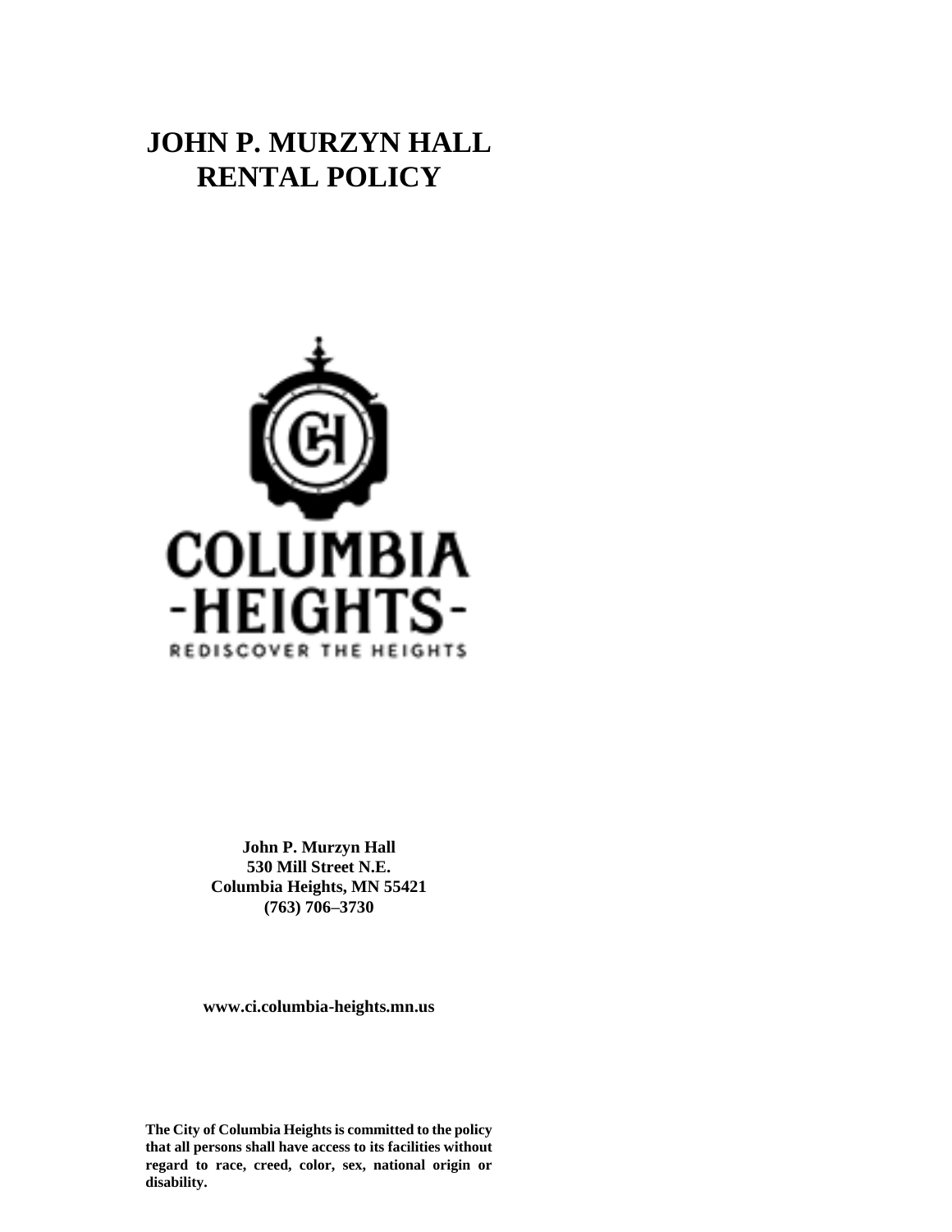# JOHN P. MURZYN HALL RENTAL POLICY

**John P. Murzyn Hall**
**530 Mill Street N.E.**
**Columbia Heights, MN 55421**
**(763) 706–3730**

**www.ci.columbia-heights.mn.us**

**The City of Columbia Heights is committed to the policy that all persons shall have access to its facilities without regard to race, creed, color, sex, national origin or disability.**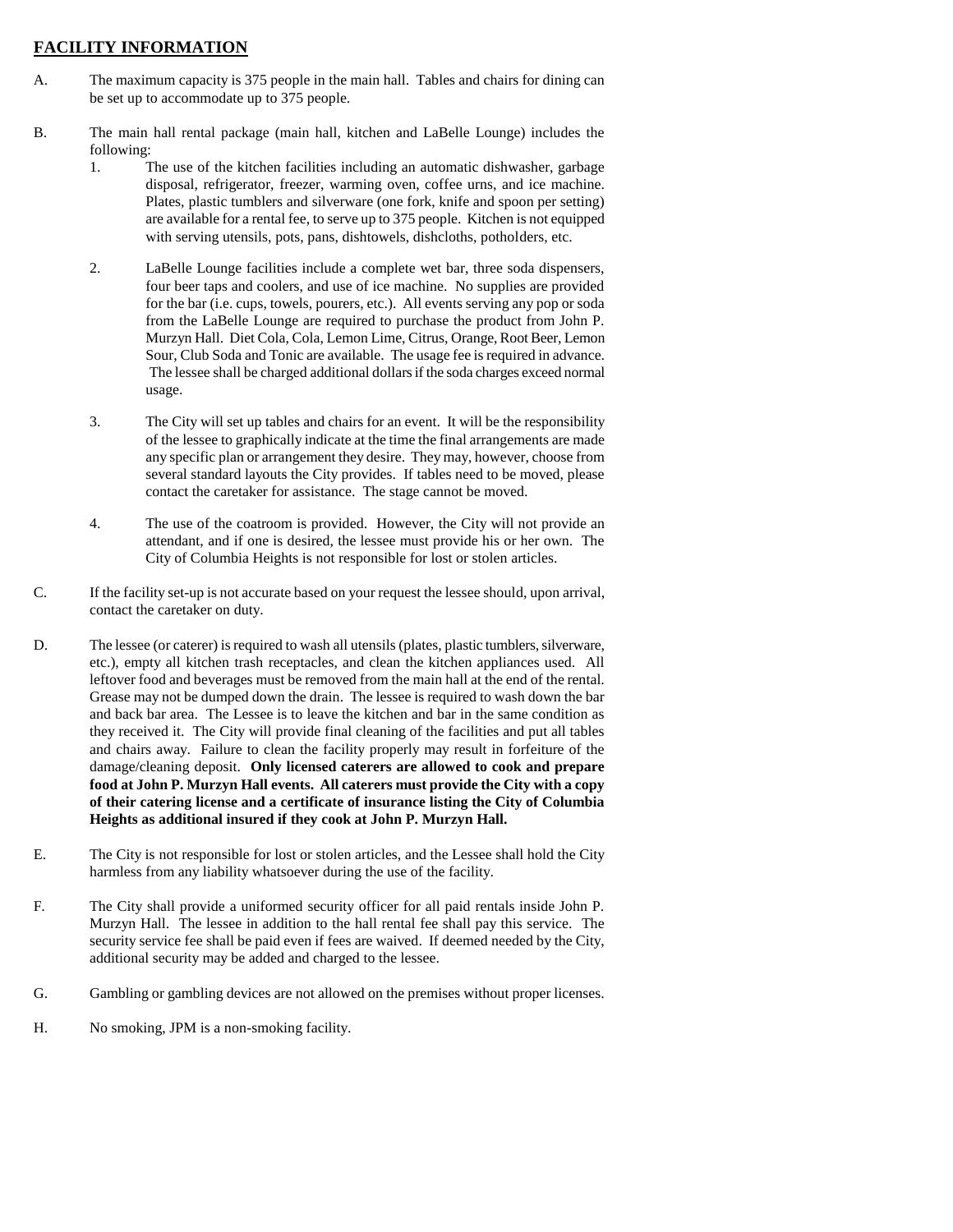## FACILITY INFORMATION

A. The maximum capacity is 375 people in the main hall. Tables and chairs for dining can be set up to accommodate up to 375 people.

B. The main hall rental package (main hall, kitchen and LaBelle Lounge) includes the following:

1. The use of the kitchen facilities including an automatic dishwasher, garbage disposal, refrigerator, freezer, warming oven, coffee urns, and ice machine. Plates, plastic tumblers and silverware (one fork, knife and spoon per setting) are available for a rental fee, to serve up to 375 people. Kitchen is not equipped with serving utensils, pots, pans, dishtowels, dishcloths, potholders, etc.

2. LaBelle Lounge facilities include a complete wet bar, three soda dispensers, four beer taps and coolers, and use of ice machine. No supplies are provided for the bar (i.e. cups, towels, pourers, etc.). All events serving any pop or soda from the LaBelle Lounge are required to purchase the product from John P. Murzyn Hall. Diet Cola, Cola, Lemon Lime, Citrus, Orange, Root Beer, Lemon Sour, Club Soda and Tonic are available. The usage fee is required in advance. The lessee shall be charged additional dollars if the soda charges exceed normal usage.

3. The City will set up tables and chairs for an event. It will be the responsibility of the lessee to graphically indicate at the time the final arrangements are made any specific plan or arrangement they desire. They may, however, choose from several standard layouts the City provides. If tables need to be moved, please contact the caretaker for assistance. The stage cannot be moved.

4. The use of the coatroom is provided. However, the City will not provide an attendant, and if one is desired, the lessee must provide his or her own. The City of Columbia Heights is not responsible for lost or stolen articles.

C. If the facility set-up is not accurate based on your request the lessee should, upon arrival, contact the caretaker on duty.

D. The lessee (or caterer) is required to wash all utensils (plates, plastic tumblers, silverware, etc.), empty all kitchen trash receptacles, and clean the kitchen appliances used. All leftover food and beverages must be removed from the main hall at the end of the rental. Grease may not be dumped down the drain. The lessee is required to wash down the bar and back bar area. The Lessee is to leave the kitchen and bar in the same condition as they received it. The City will provide final cleaning of the facilities and put all tables and chairs away. Failure to clean the facility properly may result in forfeiture of the damage/cleaning deposit. **Only licensed caterers are allowed to cook and prepare food at John P. Murzyn Hall events. All caterers must provide the City with a copy of their catering license and a certificate of insurance listing the City of Columbia Heights as additional insured if they cook at John P. Murzyn Hall.**

E. The City is not responsible for lost or stolen articles, and the Lessee shall hold the City harmless from any liability whatsoever during the use of the facility.

F. The City shall provide a uniformed security officer for all paid rentals inside John P. Murzyn Hall. The lessee in addition to the hall rental fee shall pay this service. The security service fee shall be paid even if fees are waived. If deemed needed by the City, additional security may be added and charged to the lessee.

G. Gambling or gambling devices are not allowed on the premises without proper licenses.

H. No smoking, JPM is a non-smoking facility.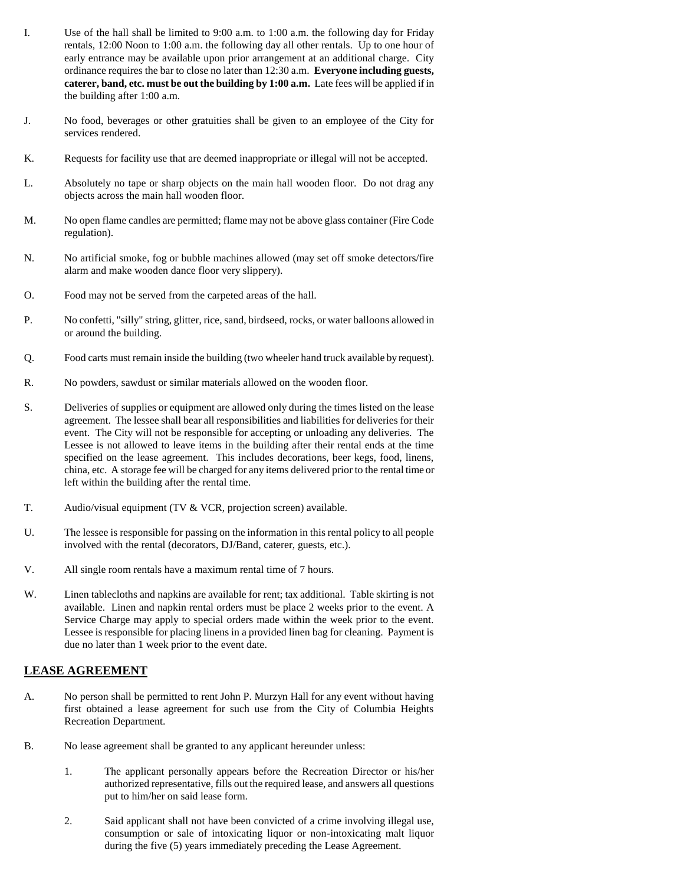I. Use of the hall shall be limited to 9:00 a.m. to 1:00 a.m. the following day for Friday rentals, 12:00 Noon to 1:00 a.m. the following day all other rentals. Up to one hour of early entrance may be available upon prior arrangement at an additional charge. City ordinance requires the bar to close no later than 12:30 a.m. **Everyone including guests, caterer, band, etc. must be out the building by 1:00 a.m.** Late fees will be applied if in the building after 1:00 a.m.

J. No food, beverages or other gratuities shall be given to an employee of the City for services rendered.

K. Requests for facility use that are deemed inappropriate or illegal will not be accepted.

L. Absolutely no tape or sharp objects on the main hall wooden floor. Do not drag any objects across the main hall wooden floor.

M. No open flame candles are permitted; flame may not be above glass container (Fire Code regulation).

N. No artificial smoke, fog or bubble machines allowed (may set off smoke detectors/fire alarm and make wooden dance floor very slippery).

O. Food may not be served from the carpeted areas of the hall.

P. No confetti, "silly" string, glitter, rice, sand, birdseed, rocks, or water balloons allowed in or around the building.

Q. Food carts must remain inside the building (two wheeler hand truck available by request).

R. No powders, sawdust or similar materials allowed on the wooden floor.

S. Deliveries of supplies or equipment are allowed only during the times listed on the lease agreement. The lessee shall bear all responsibilities and liabilities for deliveries for their event. The City will not be responsible for accepting or unloading any deliveries. The Lessee is not allowed to leave items in the building after their rental ends at the time specified on the lease agreement. This includes decorations, beer kegs, food, linens, china, etc. A storage fee will be charged for any items delivered prior to the rental time or left within the building after the rental time.

T. Audio/visual equipment (TV & VCR, projection screen) available.

U. The lessee is responsible for passing on the information in this rental policy to all people involved with the rental (decorators, DJ/Band, caterer, guests, etc.).

V. All single room rentals have a maximum rental time of 7 hours.

W. Linen tablecloths and napkins are available for rent; tax additional. Table skirting is not available. Linen and napkin rental orders must be place 2 weeks prior to the event. A Service Charge may apply to special orders made within the week prior to the event. Lessee is responsible for placing linens in a provided linen bag for cleaning. Payment is due no later than 1 week prior to the event date.

## LEASE AGREEMENT

A. No person shall be permitted to rent John P. Murzyn Hall for any event without having first obtained a lease agreement for such use from the City of Columbia Heights Recreation Department.

B. No lease agreement shall be granted to any applicant hereunder unless:

   1. The applicant personally appears before the Recreation Director or his/her authorized representative, fills out the required lease, and answers all questions put to him/her on said lease form.

   2. Said applicant shall not have been convicted of a crime involving illegal use, consumption or sale of intoxicating liquor or non-intoxicating malt liquor during the five (5) years immediately preceding the Lease Agreement.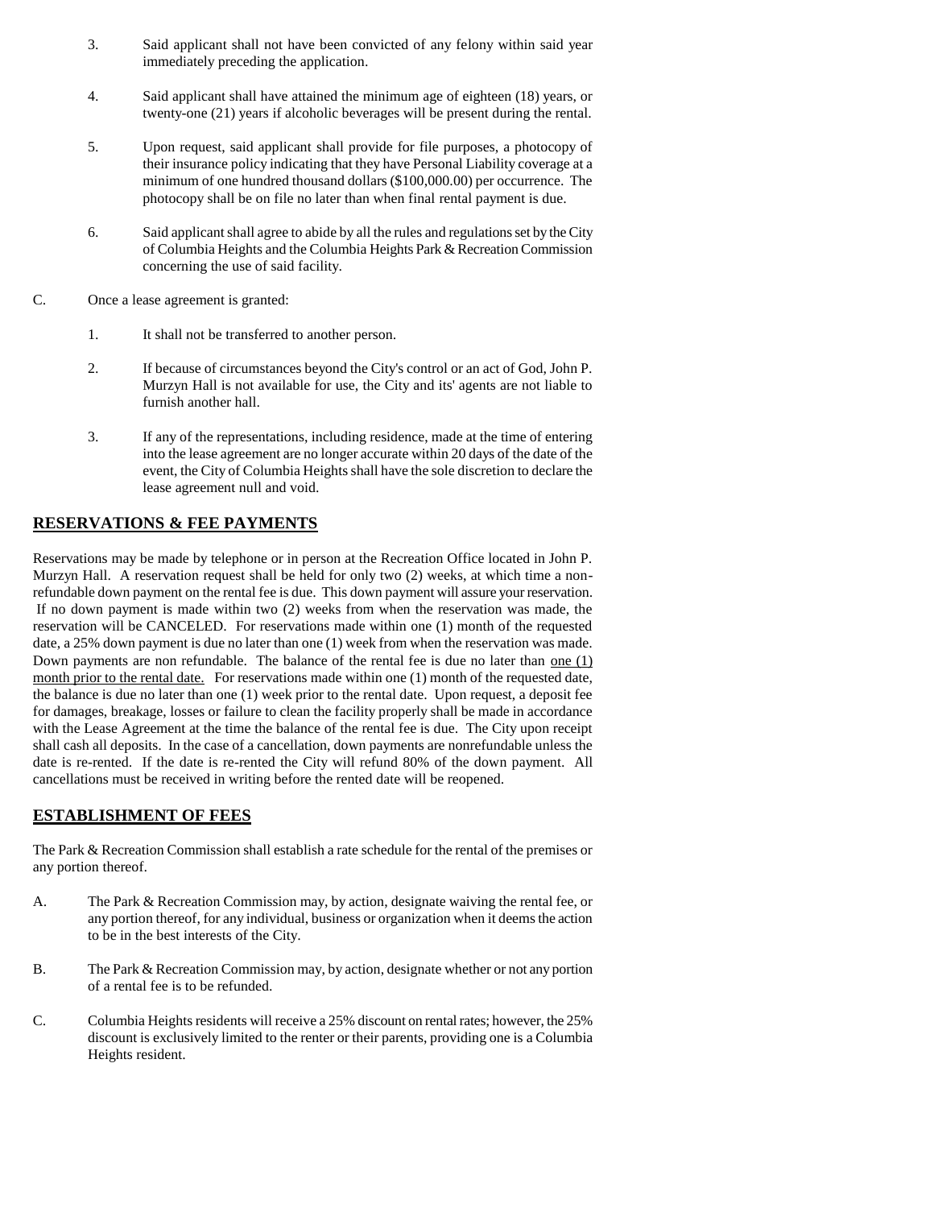3. Said applicant shall not have been convicted of any felony within said year immediately preceding the application.

4. Said applicant shall have attained the minimum age of eighteen (18) years, or twenty-one (21) years if alcoholic beverages will be present during the rental.

5. Upon request, said applicant shall provide for file purposes, a photocopy of their insurance policy indicating that they have Personal Liability coverage at a minimum of one hundred thousand dollars ($100,000.00) per occurrence. The photocopy shall be on file no later than when final rental payment is due.

6. Said applicant shall agree to abide by all the rules and regulations set by the City of Columbia Heights and the Columbia Heights Park & Recreation Commission concerning the use of said facility.

C. Once a lease agreement is granted:

1. It shall not be transferred to another person.

2. If because of circumstances beyond the City's control or an act of God, John P. Murzyn Hall is not available for use, the City and its' agents are not liable to furnish another hall.

3. If any of the representations, including residence, made at the time of entering into the lease agreement are no longer accurate within 20 days of the date of the event, the City of Columbia Heights shall have the sole discretion to declare the lease agreement null and void.

## RESERVATIONS & FEE PAYMENTS

Reservations may be made by telephone or in person at the Recreation Office located in John P. Murzyn Hall. A reservation request shall be held for only two (2) weeks, at which time a non-refundable down payment on the rental fee is due. This down payment will assure your reservation. If no down payment is made within two (2) weeks from when the reservation was made, the reservation will be CANCELED. For reservations made within one (1) month of the requested date, a 25% down payment is due no later than one (1) week from when the reservation was made. Down payments are non refundable. The balance of the rental fee is due no later than <u>one (1) month prior to the rental date.</u> For reservations made within one (1) month of the requested date, the balance is due no later than one (1) week prior to the rental date. Upon request, a deposit fee for damages, breakage, losses or failure to clean the facility properly shall be made in accordance with the Lease Agreement at the time the balance of the rental fee is due. The City upon receipt shall cash all deposits. In the case of a cancellation, down payments are nonrefundable unless the date is re-rented. If the date is re-rented the City will refund 80% of the down payment. All cancellations must be received in writing before the rented date will be reopened.

## ESTABLISHMENT OF FEES

The Park & Recreation Commission shall establish a rate schedule for the rental of the premises or any portion thereof.

A. The Park & Recreation Commission may, by action, designate waiving the rental fee, or any portion thereof, for any individual, business or organization when it deems the action to be in the best interests of the City.

B. The Park & Recreation Commission may, by action, designate whether or not any portion of a rental fee is to be refunded.

C. Columbia Heights residents will receive a 25% discount on rental rates; however, the 25% discount is exclusively limited to the renter or their parents, providing one is a Columbia Heights resident.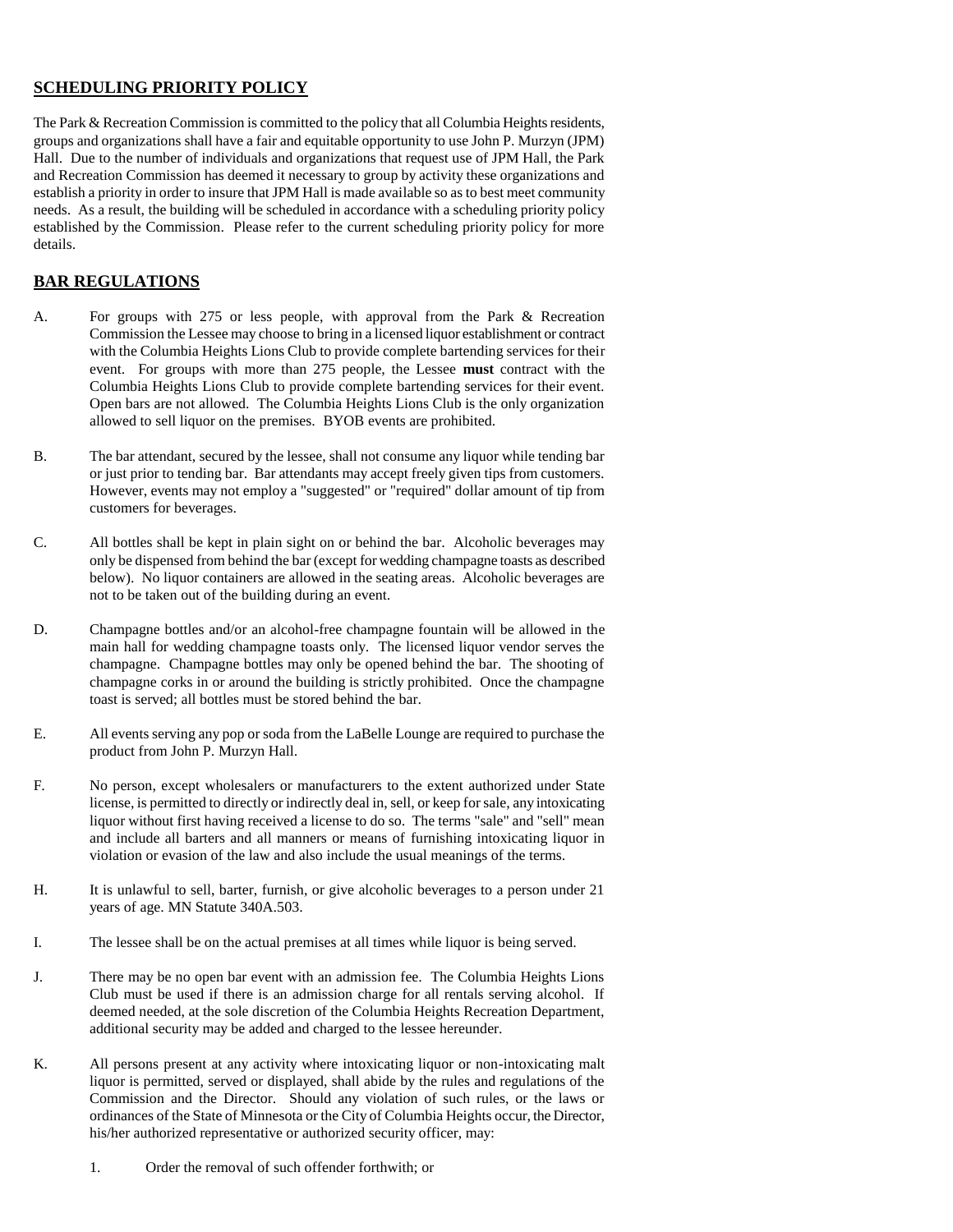## SCHEDULING PRIORITY POLICY

The Park & Recreation Commission is committed to the policy that all Columbia Heights residents, groups and organizations shall have a fair and equitable opportunity to use John P. Murzyn (JPM) Hall. Due to the number of individuals and organizations that request use of JPM Hall, the Park and Recreation Commission has deemed it necessary to group by activity these organizations and establish a priority in order to insure that JPM Hall is made available so as to best meet community needs. As a result, the building will be scheduled in accordance with a scheduling priority policy established by the Commission. Please refer to the current scheduling priority policy for more details.

## BAR REGULATIONS

A. For groups with 275 or less people, with approval from the Park & Recreation Commission the Lessee may choose to bring in a licensed liquor establishment or contract with the Columbia Heights Lions Club to provide complete bartending services for their event. For groups with more than 275 people, the Lessee **must** contract with the Columbia Heights Lions Club to provide complete bartending services for their event. Open bars are not allowed. The Columbia Heights Lions Club is the only organization allowed to sell liquor on the premises. BYOB events are prohibited.

B. The bar attendant, secured by the lessee, shall not consume any liquor while tending bar or just prior to tending bar. Bar attendants may accept freely given tips from customers. However, events may not employ a "suggested" or "required" dollar amount of tip from customers for beverages.

C. All bottles shall be kept in plain sight on or behind the bar. Alcoholic beverages may only be dispensed from behind the bar (except for wedding champagne toasts as described below). No liquor containers are allowed in the seating areas. Alcoholic beverages are not to be taken out of the building during an event.

D. Champagne bottles and/or an alcohol-free champagne fountain will be allowed in the main hall for wedding champagne toasts only. The licensed liquor vendor serves the champagne. Champagne bottles may only be opened behind the bar. The shooting of champagne corks in or around the building is strictly prohibited. Once the champagne toast is served; all bottles must be stored behind the bar.

E. All events serving any pop or soda from the LaBelle Lounge are required to purchase the product from John P. Murzyn Hall.

F. No person, except wholesalers or manufacturers to the extent authorized under State license, is permitted to directly or indirectly deal in, sell, or keep for sale, any intoxicating liquor without first having received a license to do so. The terms "sale" and "sell" mean and include all barters and all manners or means of furnishing intoxicating liquor in violation or evasion of the law and also include the usual meanings of the terms.

H. It is unlawful to sell, barter, furnish, or give alcoholic beverages to a person under 21 years of age. MN Statute 340A.503.

I. The lessee shall be on the actual premises at all times while liquor is being served.

J. There may be no open bar event with an admission fee. The Columbia Heights Lions Club must be used if there is an admission charge for all rentals serving alcohol. If deemed needed, at the sole discretion of the Columbia Heights Recreation Department, additional security may be added and charged to the lessee hereunder.

K. All persons present at any activity where intoxicating liquor or non-intoxicating malt liquor is permitted, served or displayed, shall abide by the rules and regulations of the Commission and the Director. Should any violation of such rules, or the laws or ordinances of the State of Minnesota or the City of Columbia Heights occur, the Director, his/her authorized representative or authorized security officer, may:

   1. Order the removal of such offender forthwith; or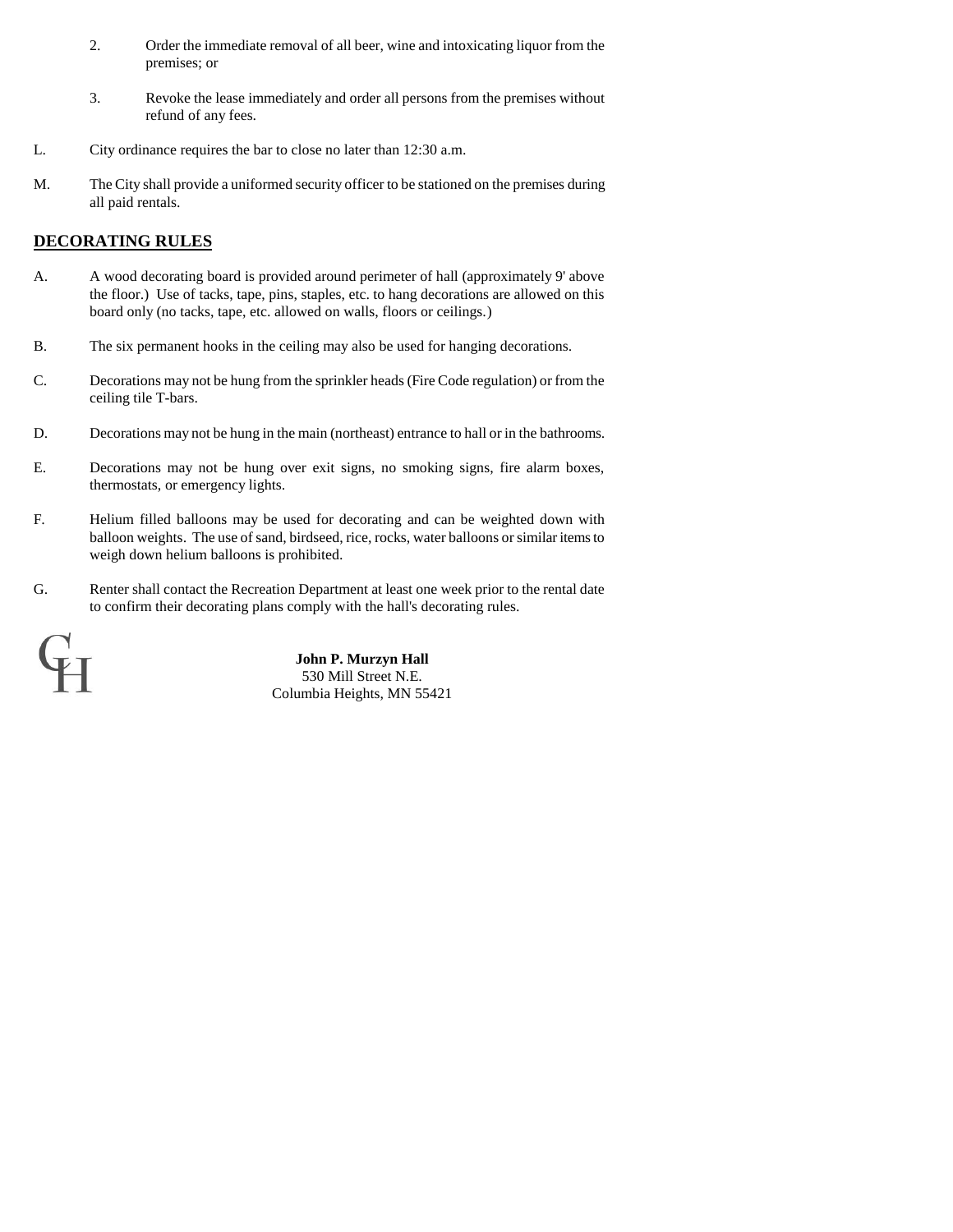2. Order the immediate removal of all beer, wine and intoxicating liquor from the premises; or

3. Revoke the lease immediately and order all persons from the premises without refund of any fees.

L. City ordinance requires the bar to close no later than 12:30 a.m.

M. The City shall provide a uniformed security officer to be stationed on the premises during all paid rentals.

## DECORATING RULES

A. A wood decorating board is provided around perimeter of hall (approximately 9' above the floor.) Use of tacks, tape, pins, staples, etc. to hang decorations are allowed on this board only (no tacks, tape, etc. allowed on walls, floors or ceilings.)

B. The six permanent hooks in the ceiling may also be used for hanging decorations.

C. Decorations may not be hung from the sprinkler heads (Fire Code regulation) or from the ceiling tile T-bars.

D. Decorations may not be hung in the main (northeast) entrance to hall or in the bathrooms.

E. Decorations may not be hung over exit signs, no smoking signs, fire alarm boxes, thermostats, or emergency lights.

F. Helium filled balloons may be used for decorating and can be weighted down with balloon weights. The use of sand, birdseed, rice, rocks, water balloons or similar items to weigh down helium balloons is prohibited.

G. Renter shall contact the Recreation Department at least one week prior to the rental date to confirm their decorating plans comply with the hall's decorating rules.

**John P. Murzyn Hall**
530 Mill Street N.E.
Columbia Heights, MN 55421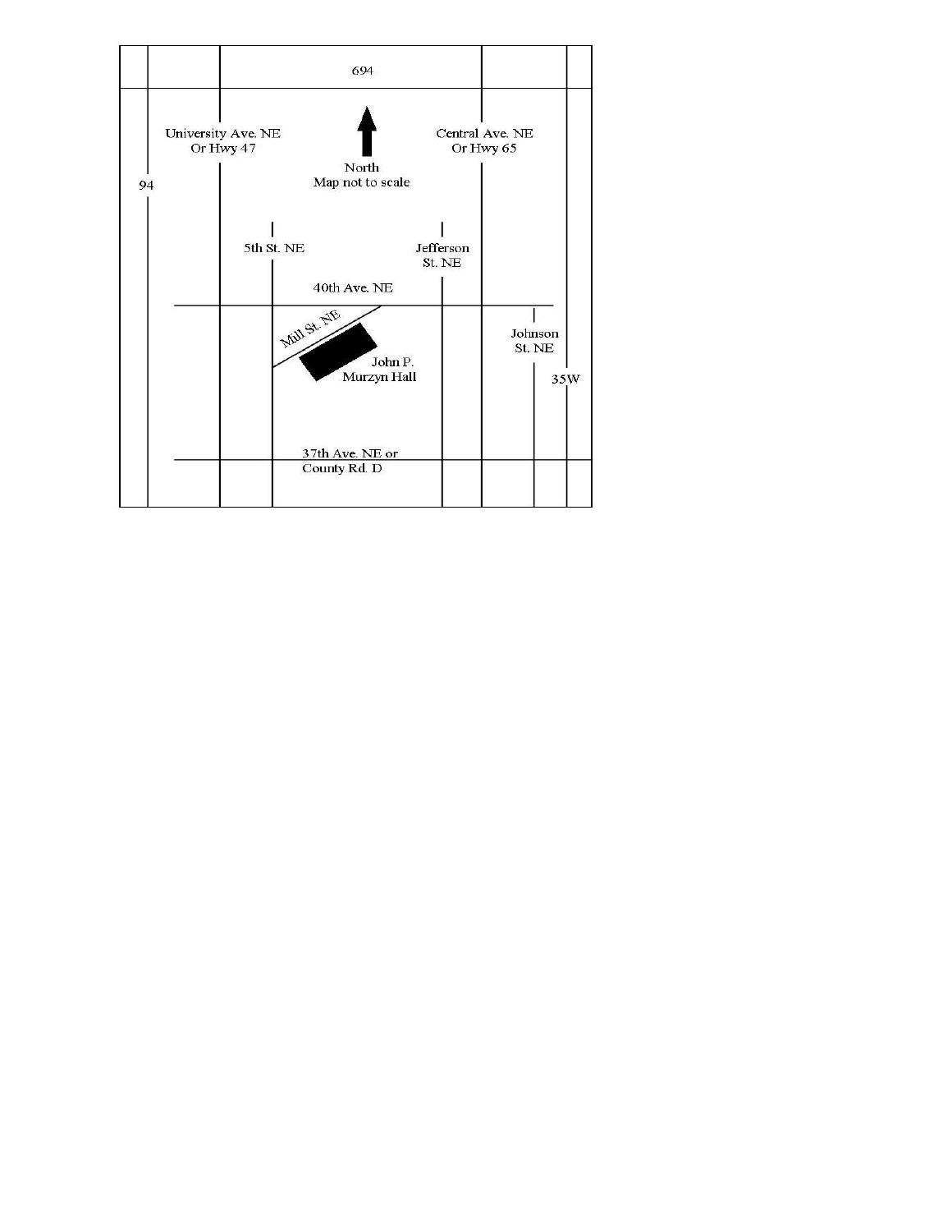694

University Ave. NE
Or Hwy 47

North
Map not to scale

Central Ave. NE
Or Hwy 65

94

5th St. NE

Jefferson
St. NE

40th Ave. NE

Mill St. NE

John P.
Murzyn Hall

Johnson
St. NE

35W

37th Ave. NE or
County Rd. D